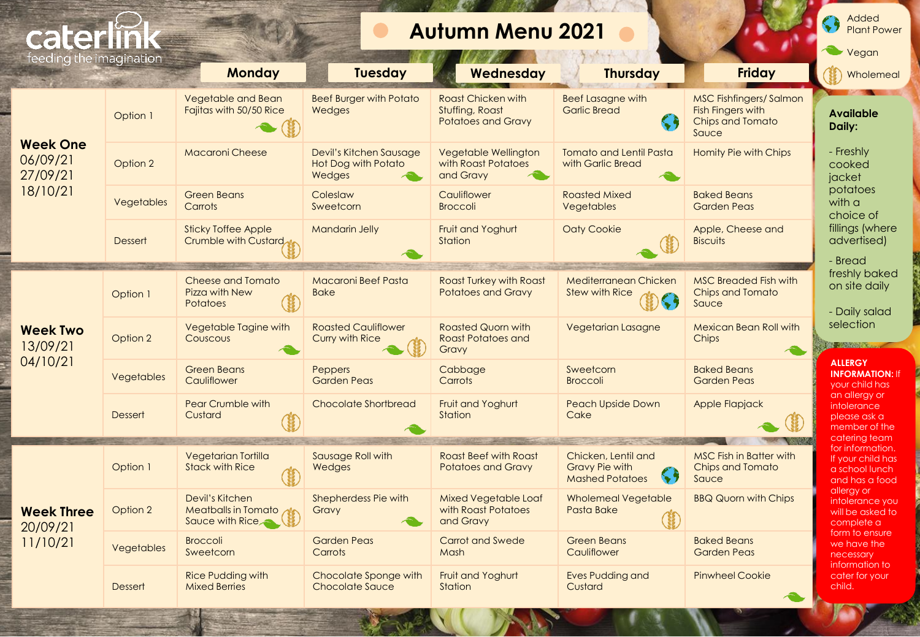caterlink
feeding the imagination

# Autumn Menu 2021

Key: Added Plant Power | Vegan | Wholemeal

## Week One — 06/09/21, 27/09/21, 18/10/21

| | Monday | Tuesday | Wednesday | Thursday | Friday |
|---|---|---|---|---|---|
| Option 1 | Vegetable and Bean Fajitas with 50/50 Rice (Vegan, Wholemeal) | Beef Burger with Potato Wedges | Roast Chicken with Stuffing, Roast Potatoes and Gravy | Beef Lasagne with Garlic Bread (Added Plant Power) | MSC Fishfingers/ Salmon Fish Fingers with Chips and Tomato Sauce |
| Option 2 | Macaroni Cheese | Devil's Kitchen Sausage Hot Dog with Potato Wedges (Vegan) | Vegetable Wellington with Roast Potatoes and Gravy (Vegan) | Tomato and Lentil Pasta with Garlic Bread (Vegan) | Homity Pie with Chips |
| Vegetables | Green Beans<br>Carrots | Coleslaw<br>Sweetcorn | Cauliflower<br>Broccoli | Roasted Mixed Vegetables | Baked Beans<br>Garden Peas |
| Dessert | Sticky Toffee Apple Crumble with Custard (Wholemeal) | Mandarin Jelly (Vegan) | Fruit and Yoghurt Station | Oaty Cookie (Vegan, Wholemeal) | Apple, Cheese and Biscuits |

## Week Two — 13/09/21, 04/10/21

| | Monday | Tuesday | Wednesday | Thursday | Friday |
|---|---|---|---|---|---|
| Option 1 | Cheese and Tomato Pizza with New Potatoes (Wholemeal) | Macaroni Beef Pasta Bake | Roast Turkey with Roast Potatoes and Gravy | Mediterranean Chicken Stew with Rice (Wholemeal, Added Plant Power) | MSC Breaded Fish with Chips and Tomato Sauce |
| Option 2 | Vegetable Tagine with Couscous (Vegan) | Roasted Cauliflower Curry with Rice (Vegan, Wholemeal) | Roasted Quorn with Roast Potatoes and Gravy | Vegetarian Lasagne | Mexican Bean Roll with Chips (Vegan) |
| Vegetables | Green Beans<br>Cauliflower | Peppers<br>Garden Peas | Cabbage<br>Carrots | Sweetcorn<br>Broccoli | Baked Beans<br>Garden Peas |
| Dessert | Pear Crumble with Custard (Wholemeal) | Chocolate Shortbread (Vegan) | Fruit and Yoghurt Station | Peach Upside Down Cake | Apple Flapjack (Vegan, Wholemeal) |

## Week Three — 20/09/21, 11/10/21

| | Monday | Tuesday | Wednesday | Thursday | Friday |
|---|---|---|---|---|---|
| Option 1 | Vegetarian Tortilla Stack with Rice (Wholemeal) | Sausage Roll with Wedges | Roast Beef with Roast Potatoes and Gravy | Chicken, Lentil and Gravy Pie with Mashed Potatoes (Added Plant Power) | MSC Fish in Batter with Chips and Tomato Sauce |
| Option 2 | Devil's Kitchen Meatballs in Tomato Sauce with Rice (Vegan, Wholemeal) | Shepherdess Pie with Gravy (Vegan) | Mixed Vegetable Loaf with Roast Potatoes and Gravy | Wholemeal Vegetable Pasta Bake (Wholemeal) | BBQ Quorn with Chips |
| Vegetables | Broccoli<br>Sweetcorn | Garden Peas<br>Carrots | Carrot and Swede Mash | Green Beans<br>Cauliflower | Baked Beans<br>Garden Peas |
| Dessert | Rice Pudding with Mixed Berries | Chocolate Sponge with Chocolate Sauce | Fruit and Yoghurt Station | Eves Pudding and Custard | Pinwheel Cookie (Vegan) |

**Available Daily:**

- Freshly cooked jacket potatoes with a choice of fillings (where advertised)
- Bread freshly baked on site daily
- Daily salad selection

**ALLERGY INFORMATION:** If your child has an allergy or intolerance please ask a member of the catering team for information. If your child has a school lunch and has a food allergy or intolerance you will be asked to complete a form to ensure we have the necessary information to cater for your child.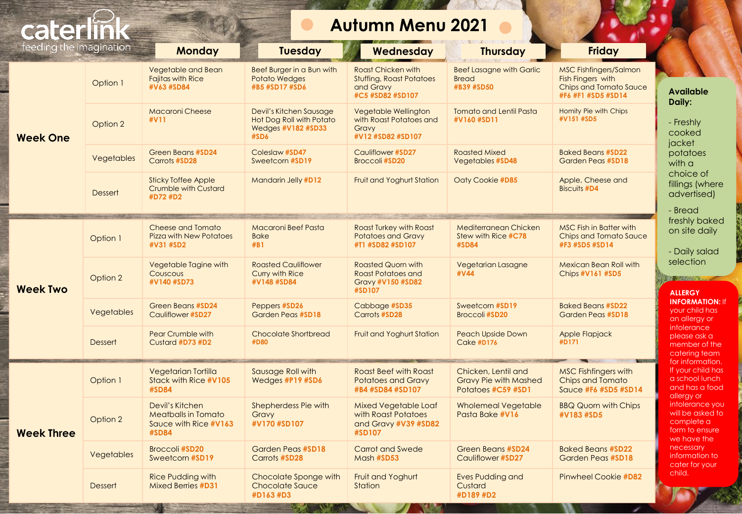caterlink
feeding the imagination

# Autumn Menu 2021

| | | Monday | Tuesday | Wednesday | Thursday | Friday |
|---|---|---|---|---|---|---|
| **Week One** | Option 1 | Vegetable and Bean Fajitas with Rice #V63 #SD84 | Beef Burger in a Bun with Potato Wedges #B5 #SD17 #SD6 | Roast Chicken with Stuffing, Roast Potatoes and Gravy #C5 #SD82 #SD107 | Beef Lasagne with Garlic Bread #B39 #SD50 | MSC Fishfingers/Salmon Fish Fingers with Chips and Tomato Sauce #F6 #F1 #SD5 #SD14 |
| | Option 2 | Macaroni Cheese #V11 | Devil's Kitchen Sausage Hot Dog Roll with Potato Wedges #V182 #SD33 #SD6 | Vegetable Wellington with Roast Potatoes and Gravy #V12 #SD82 #SD107 | Tomato and Lentil Pasta #V160 #SD11 | Homity Pie with Chips #V151 #SD5 |
| | Vegetables | Green Beans #SD24 Carrots #SD28 | Coleslaw #SD47 Sweetcorn #SD19 | Cauliflower #SD27 Broccoli #SD20 | Roasted Mixed Vegetables #SD48 | Baked Beans #SD22 Garden Peas #SD18 |
| | Dessert | Sticky Toffee Apple Crumble with Custard #D72 #D2 | Mandarin Jelly #D12 | Fruit and Yoghurt Station | Oaty Cookie #D85 | Apple, Cheese and Biscuits #D4 |
| **Week Two** | Option 1 | Cheese and Tomato Pizza with New Potatoes #V31 #SD2 | Macaroni Beef Pasta Bake #B1 | Roast Turkey with Roast Potatoes and Gravy #T1 #SD82 #SD107 | Mediterranean Chicken Stew with Rice #C78 #SD84 | MSC Fish in Batter with Chips and Tomato Sauce #F3 #SD5 #SD14 |
| | Option 2 | Vegetable Tagine with Couscous #V140 #SD73 | Roasted Cauliflower Curry with Rice #V148 #SD84 | Roasted Quorn with Roast Potatoes and Gravy #V150 #SD82 #SD107 | Vegetarian Lasagne #V44 | Mexican Bean Roll with Chips #V161 #SD5 |
| | Vegetables | Green Beans #SD24 Cauliflower #SD27 | Peppers #SD26 Garden Peas #SD18 | Cabbage #SD35 Carrots #SD28 | Sweetcorn #SD19 Broccoli #SD20 | Baked Beans #SD22 Garden Peas #SD18 |
| | Dessert | Pear Crumble with Custard #D73 #D2 | Chocolate Shortbread #D80 | Fruit and Yoghurt Station | Peach Upside Down Cake #D176 | Apple Flapjack #D171 |
| **Week Three** | Option 1 | Vegetarian Tortilla Stack with Rice #V105 #SD84 | Sausage Roll with Wedges #P19 #SD6 | Roast Beef with Roast Potatoes and Gravy #B4 #SD84 #SD107 | Chicken, Lentil and Gravy Pie with Mashed Potatoes #C59 #SD1 | MSC Fishfingers with Chips and Tomato Sauce #F6 #SD5 #SD14 |
| | Option 2 | Devil's Kitchen Meatballs in Tomato Sauce with Rice #V163 #SD84 | Shepherdess Pie with Gravy #V170 #SD107 | Mixed Vegetable Loaf with Roast Potatoes and Gravy #V39 #SD82 #SD107 | Wholemeal Vegetable Pasta Bake #V16 | BBQ Quorn with Chips #V183 #SD5 |
| | Vegetables | Broccoli #SD20 Sweetcorn #SD19 | Garden Peas #SD18 Carrots #SD28 | Carrot and Swede Mash #SD53 | Green Beans #SD24 Cauliflower #SD27 | Baked Beans #SD22 Garden Peas #SD18 |
| | Dessert | Rice Pudding with Mixed Berries #D31 | Chocolate Sponge with Chocolate Sauce #D163 #D3 | Fruit and Yoghurt Station | Eves Pudding and Custard #D189 #D2 | Pinwheel Cookie #D82 |

**Available Daily:**

- Freshly cooked jacket potatoes with a choice of fillings (where advertised)
- Bread freshly baked on site daily
- Daily salad selection

**ALLERGY INFORMATION:** If your child has an allergy or intolerance please ask a member of the catering team for information. If your child has a school lunch and has a food allergy or intolerance you will be asked to complete a form to ensure we have the necessary information to cater for your child.